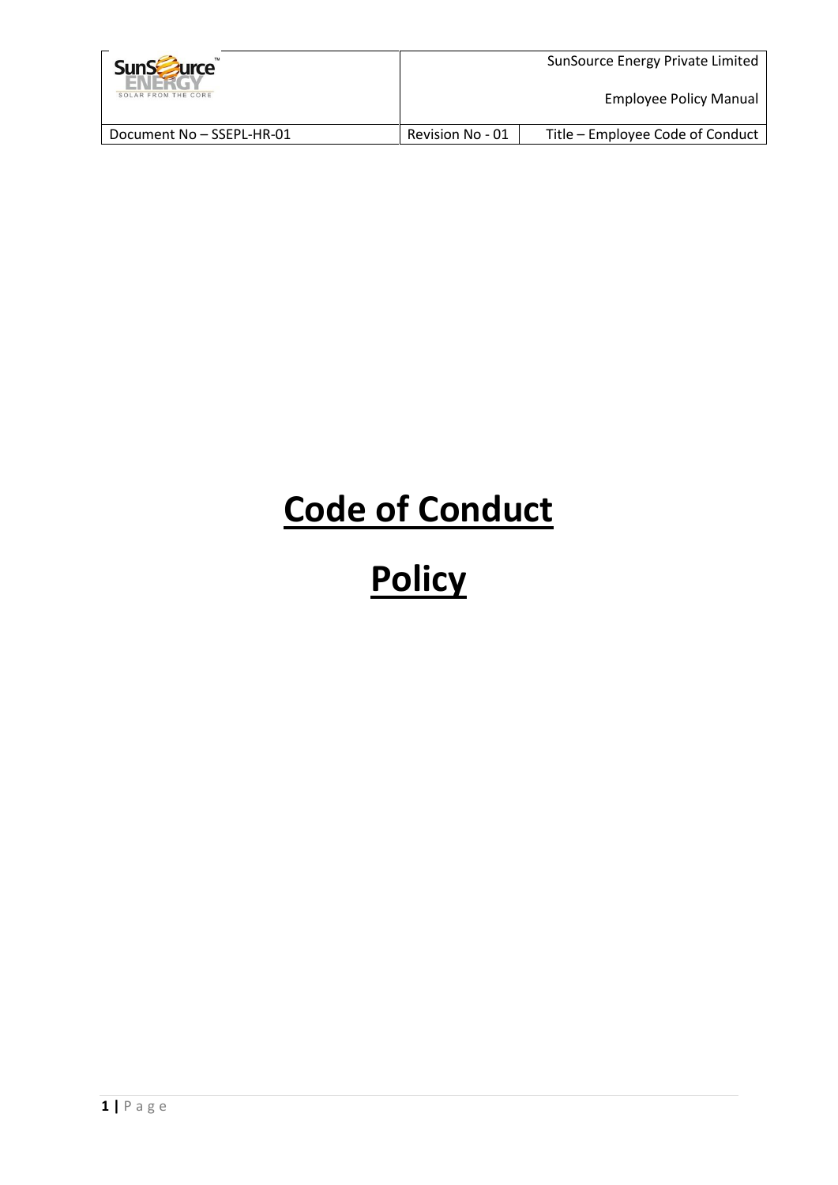# Code of Conduct

# Policy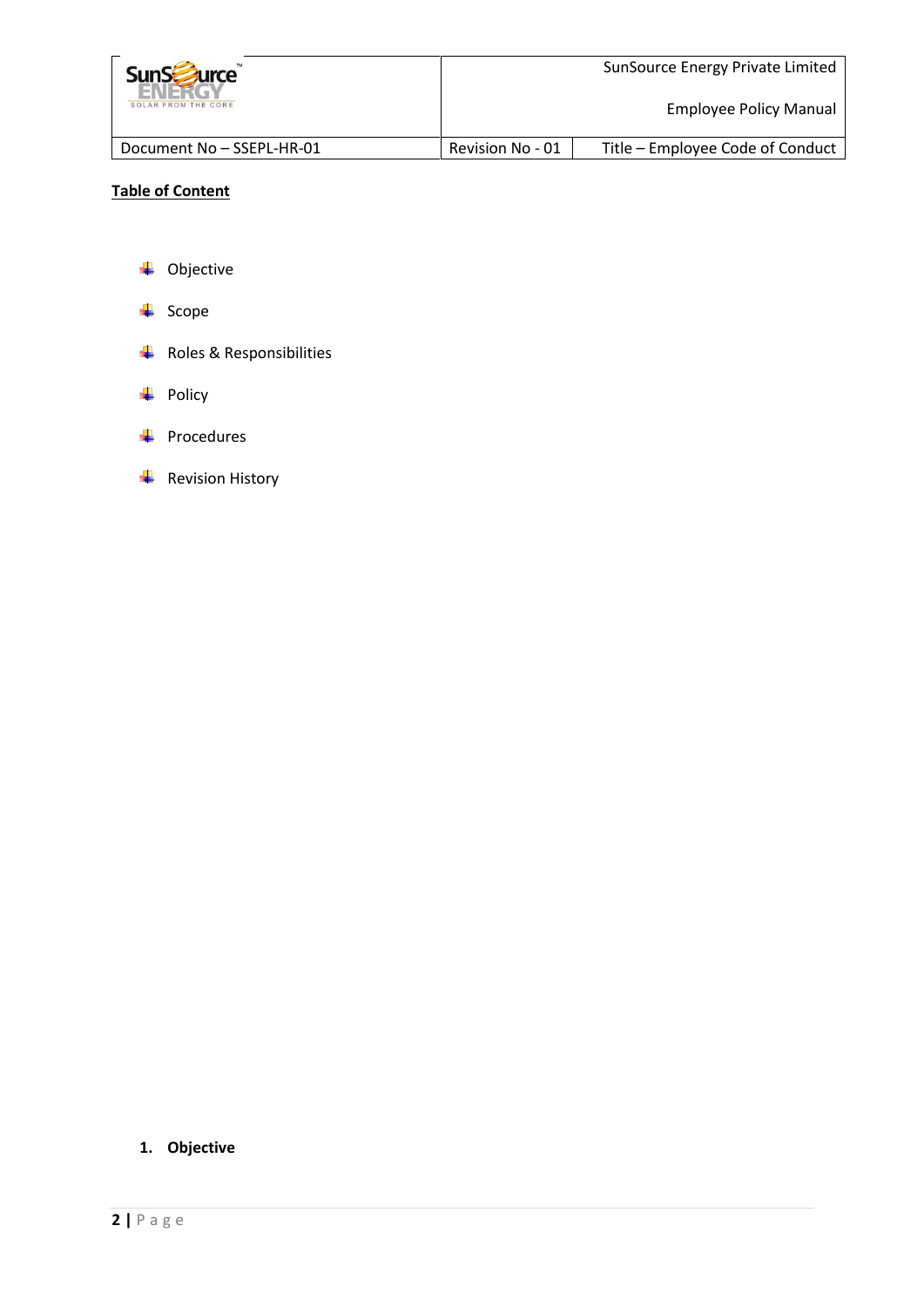**Table of Content**

- Objective
- Scope
- Roles & Responsibilities
- Policy
- Procedures
- Revision History

## 1. Objective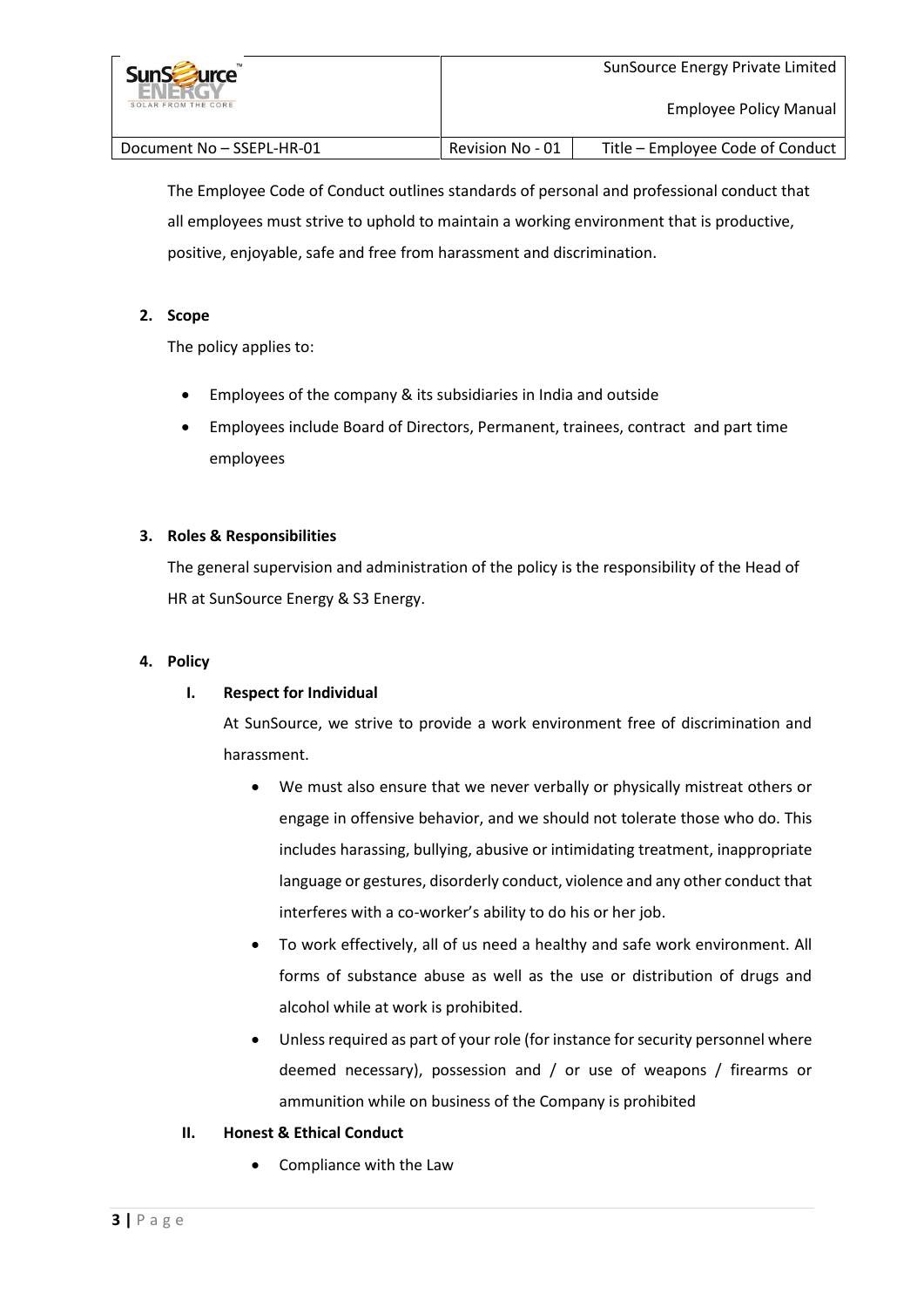The Employee Code of Conduct outlines standards of personal and professional conduct that all employees must strive to uphold to maintain a working environment that is productive, positive, enjoyable, safe and free from harassment and discrimination.

**2. Scope**

The policy applies to:

- Employees of the company & its subsidiaries in India and outside
- Employees include Board of Directors, Permanent, trainees, contract and part time employees

**3. Roles & Responsibilities**

The general supervision and administration of the policy is the responsibility of the Head of HR at SunSource Energy & S3 Energy.

**4. Policy**

**I. Respect for Individual**

At SunSource, we strive to provide a work environment free of discrimination and harassment.

- We must also ensure that we never verbally or physically mistreat others or engage in offensive behavior, and we should not tolerate those who do. This includes harassing, bullying, abusive or intimidating treatment, inappropriate language or gestures, disorderly conduct, violence and any other conduct that interferes with a co-worker's ability to do his or her job.
- To work effectively, all of us need a healthy and safe work environment. All forms of substance abuse as well as the use or distribution of drugs and alcohol while at work is prohibited.
- Unless required as part of your role (for instance for security personnel where deemed necessary), possession and / or use of weapons / firearms or ammunition while on business of the Company is prohibited

**II. Honest & Ethical Conduct**

- Compliance with the Law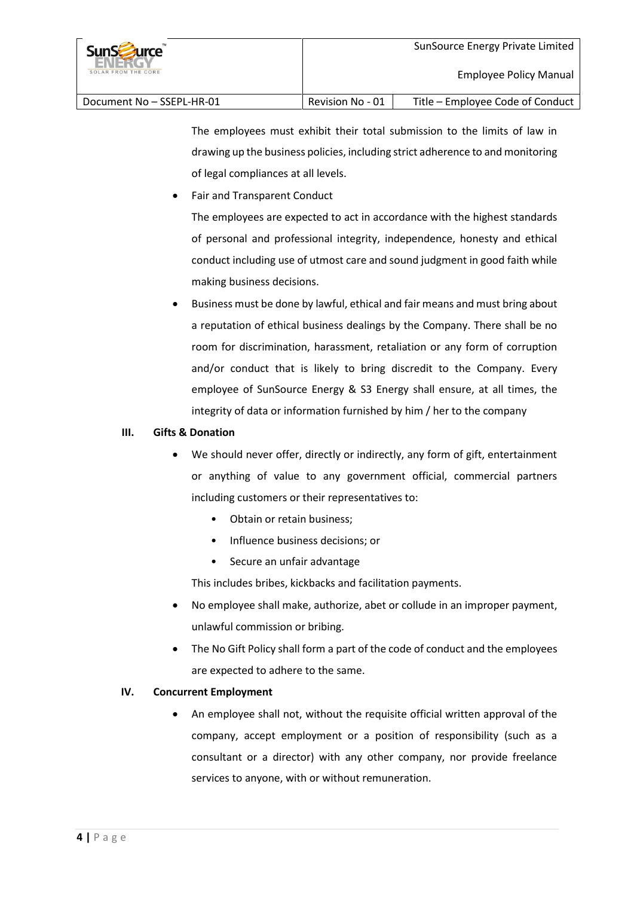The employees must exhibit their total submission to the limits of law in drawing up the business policies, including strict adherence to and monitoring of legal compliances at all levels.

- Fair and Transparent Conduct

  The employees are expected to act in accordance with the highest standards of personal and professional integrity, independence, honesty and ethical conduct including use of utmost care and sound judgment in good faith while making business decisions.

- Business must be done by lawful, ethical and fair means and must bring about a reputation of ethical business dealings by the Company. There shall be no room for discrimination, harassment, retaliation or any form of corruption and/or conduct that is likely to bring discredit to the Company. Every employee of SunSource Energy & S3 Energy shall ensure, at all times, the integrity of data or information furnished by him / her to the company

### III. Gifts & Donation

- We should never offer, directly or indirectly, any form of gift, entertainment or anything of value to any government official, commercial partners including customers or their representatives to:
  - Obtain or retain business;
  - Influence business decisions; or
  - Secure an unfair advantage

  This includes bribes, kickbacks and facilitation payments.

- No employee shall make, authorize, abet or collude in an improper payment, unlawful commission or bribing.
- The No Gift Policy shall form a part of the code of conduct and the employees are expected to adhere to the same.

### IV. Concurrent Employment

- An employee shall not, without the requisite official written approval of the company, accept employment or a position of responsibility (such as a consultant or a director) with any other company, nor provide freelance services to anyone, with or without remuneration.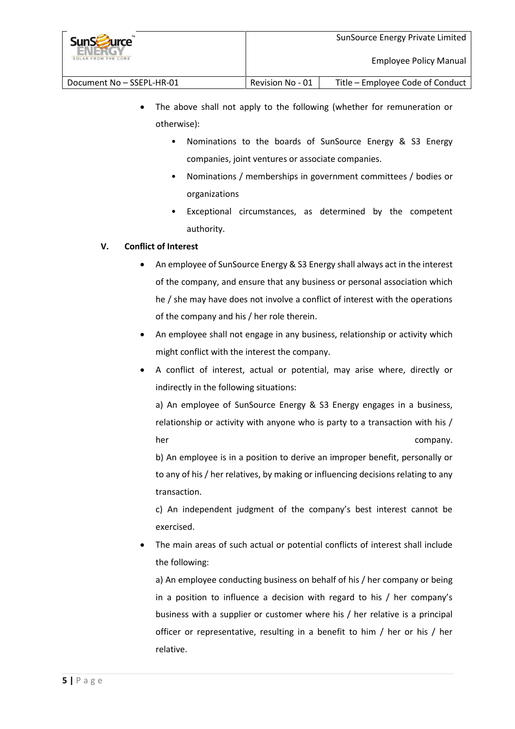- The above shall not apply to the following (whether for remuneration or otherwise):
    - Nominations to the boards of SunSource Energy & S3 Energy companies, joint ventures or associate companies.
    - Nominations / memberships in government committees / bodies or organizations
    - Exceptional circumstances, as determined by the competent authority.

### V. Conflict of Interest

- An employee of SunSource Energy & S3 Energy shall always act in the interest of the company, and ensure that any business or personal association which he / she may have does not involve a conflict of interest with the operations of the company and his / her role therein.
- An employee shall not engage in any business, relationship or activity which might conflict with the interest the company.
- A conflict of interest, actual or potential, may arise where, directly or indirectly in the following situations:

  a) An employee of SunSource Energy & S3 Energy engages in a business, relationship or activity with anyone who is party to a transaction with his / her company.

  b) An employee is in a position to derive an improper benefit, personally or to any of his / her relatives, by making or influencing decisions relating to any transaction.

  c) An independent judgment of the company's best interest cannot be exercised.

- The main areas of such actual or potential conflicts of interest shall include the following:

  a) An employee conducting business on behalf of his / her company or being in a position to influence a decision with regard to his / her company's business with a supplier or customer where his / her relative is a principal officer or representative, resulting in a benefit to him / her or his / her relative.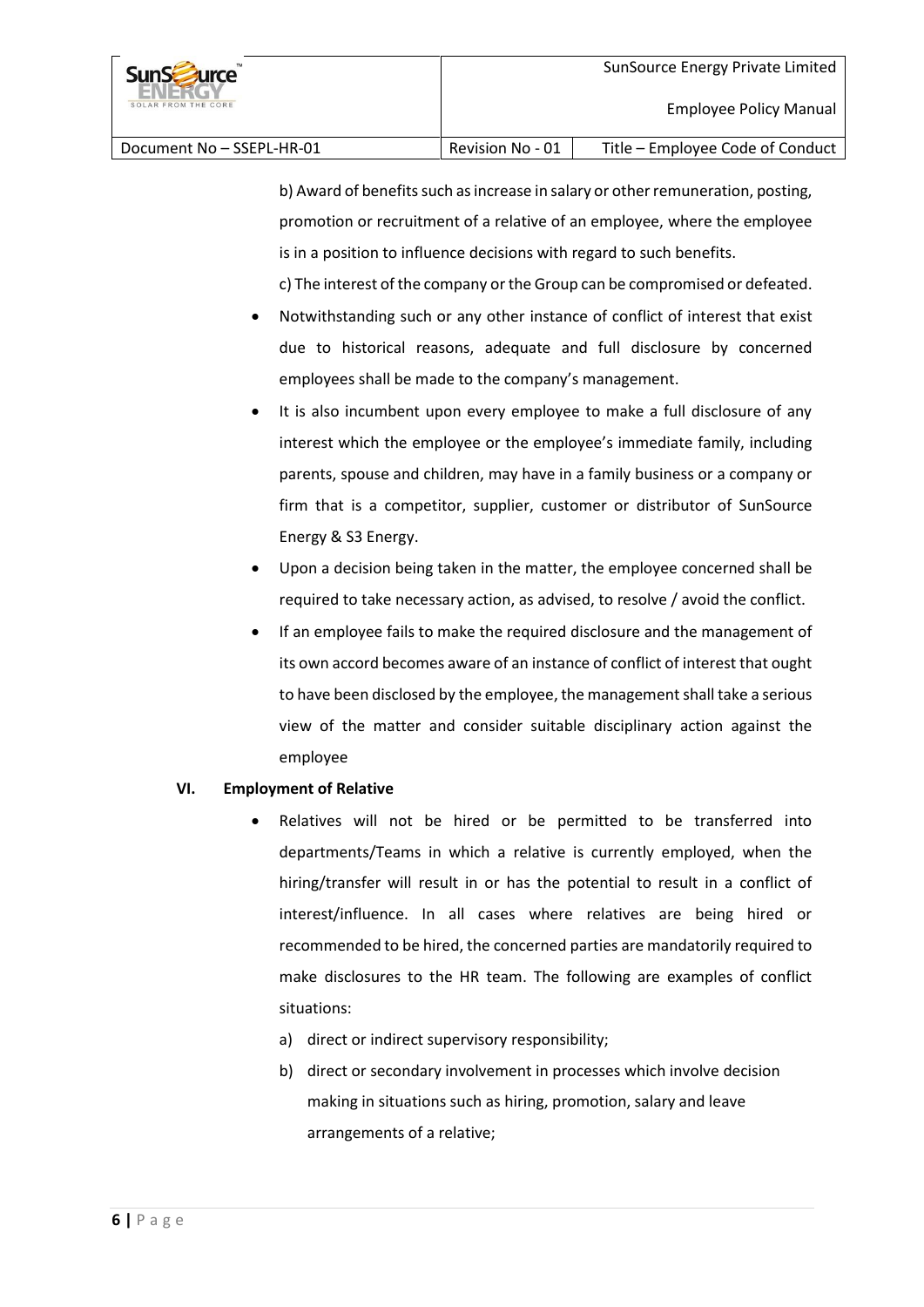b) Award of benefits such as increase in salary or other remuneration, posting, promotion or recruitment of a relative of an employee, where the employee is in a position to influence decisions with regard to such benefits.

c) The interest of the company or the Group can be compromised or defeated.

- Notwithstanding such or any other instance of conflict of interest that exist due to historical reasons, adequate and full disclosure by concerned employees shall be made to the company's management.
- It is also incumbent upon every employee to make a full disclosure of any interest which the employee or the employee's immediate family, including parents, spouse and children, may have in a family business or a company or firm that is a competitor, supplier, customer or distributor of SunSource Energy & S3 Energy.
- Upon a decision being taken in the matter, the employee concerned shall be required to take necessary action, as advised, to resolve / avoid the conflict.
- If an employee fails to make the required disclosure and the management of its own accord becomes aware of an instance of conflict of interest that ought to have been disclosed by the employee, the management shall take a serious view of the matter and consider suitable disciplinary action against the employee

**VI. Employment of Relative**

- Relatives will not be hired or be permitted to be transferred into departments/Teams in which a relative is currently employed, when the hiring/transfer will result in or has the potential to result in a conflict of interest/influence. In all cases where relatives are being hired or recommended to be hired, the concerned parties are mandatorily required to make disclosures to the HR team. The following are examples of conflict situations:
  a) direct or indirect supervisory responsibility;
  b) direct or secondary involvement in processes which involve decision making in situations such as hiring, promotion, salary and leave arrangements of a relative;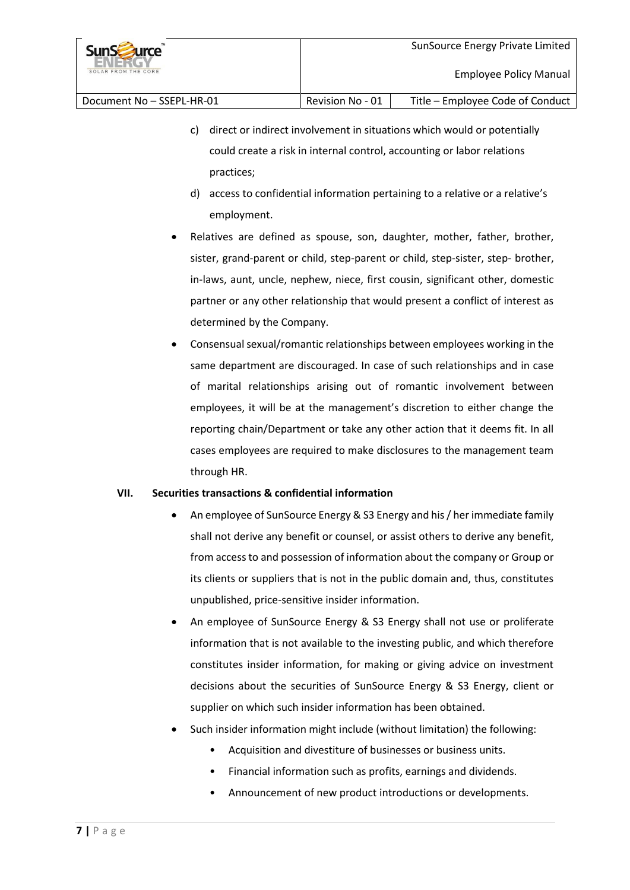c) direct or indirect involvement in situations which would or potentially could create a risk in internal control, accounting or labor relations practices;

d) access to confidential information pertaining to a relative or a relative's employment.

- Relatives are defined as spouse, son, daughter, mother, father, brother, sister, grand-parent or child, step-parent or child, step-sister, step- brother, in-laws, aunt, uncle, nephew, niece, first cousin, significant other, domestic partner or any other relationship that would present a conflict of interest as determined by the Company.
- Consensual sexual/romantic relationships between employees working in the same department are discouraged. In case of such relationships and in case of marital relationships arising out of romantic involvement between employees, it will be at the management's discretion to either change the reporting chain/Department or take any other action that it deems fit. In all cases employees are required to make disclosures to the management team through HR.

**VII. Securities transactions & confidential information**

- An employee of SunSource Energy & S3 Energy and his / her immediate family shall not derive any benefit or counsel, or assist others to derive any benefit, from access to and possession of information about the company or Group or its clients or suppliers that is not in the public domain and, thus, constitutes unpublished, price-sensitive insider information.
- An employee of SunSource Energy & S3 Energy shall not use or proliferate information that is not available to the investing public, and which therefore constitutes insider information, for making or giving advice on investment decisions about the securities of SunSource Energy & S3 Energy, client or supplier on which such insider information has been obtained.
- Such insider information might include (without limitation) the following:
    - Acquisition and divestiture of businesses or business units.
    - Financial information such as profits, earnings and dividends.
    - Announcement of new product introductions or developments.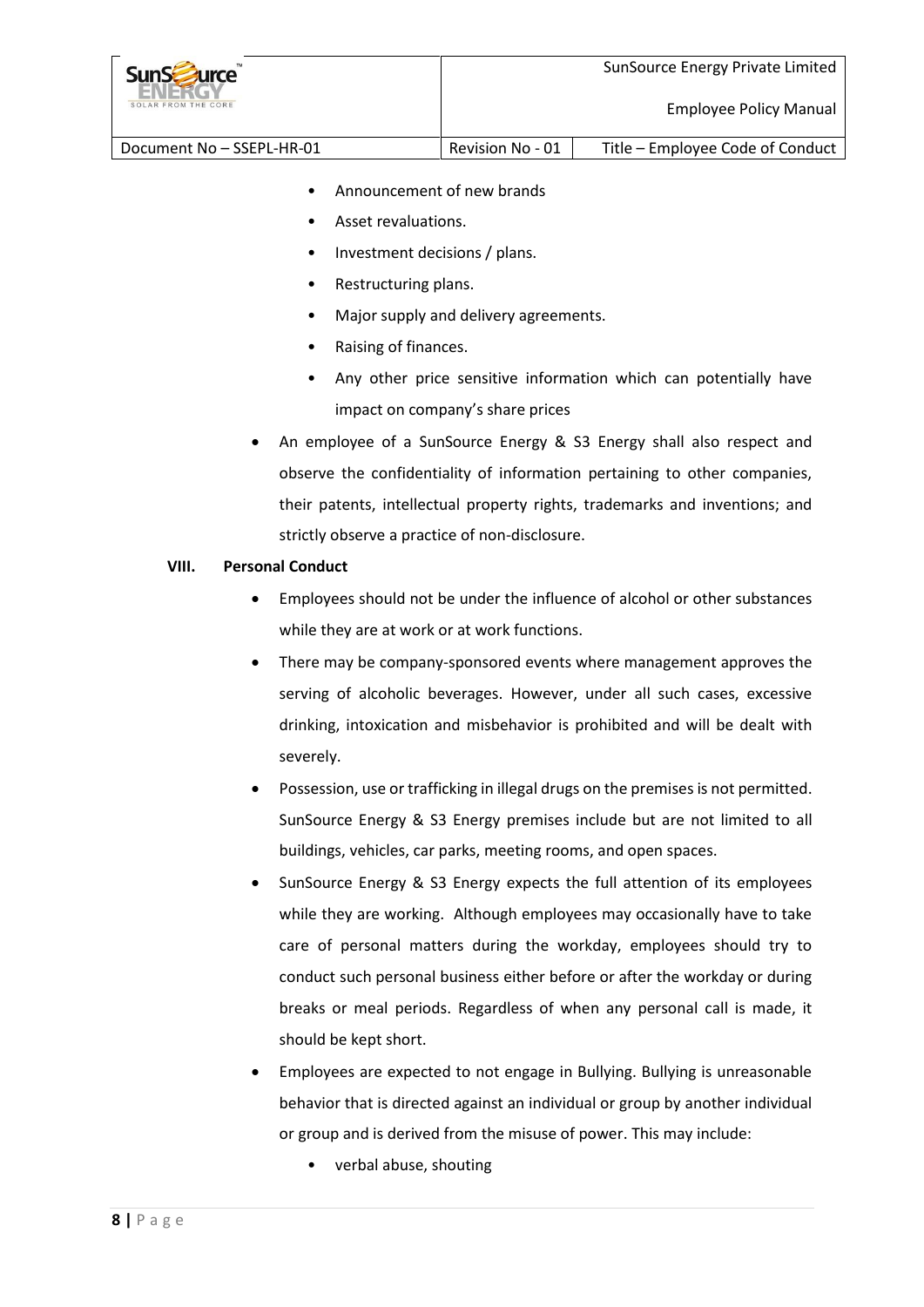- Announcement of new brands
  - Asset revaluations.
  - Investment decisions / plans.
  - Restructuring plans.
  - Major supply and delivery agreements.
  - Raising of finances.
  - Any other price sensitive information which can potentially have impact on company's share prices

- An employee of a SunSource Energy & S3 Energy shall also respect and observe the confidentiality of information pertaining to other companies, their patents, intellectual property rights, trademarks and inventions; and strictly observe a practice of non-disclosure.

**VIII. Personal Conduct**

- Employees should not be under the influence of alcohol or other substances while they are at work or at work functions.
- There may be company-sponsored events where management approves the serving of alcoholic beverages. However, under all such cases, excessive drinking, intoxication and misbehavior is prohibited and will be dealt with severely.
- Possession, use or trafficking in illegal drugs on the premises is not permitted. SunSource Energy & S3 Energy premises include but are not limited to all buildings, vehicles, car parks, meeting rooms, and open spaces.
- SunSource Energy & S3 Energy expects the full attention of its employees while they are working. Although employees may occasionally have to take care of personal matters during the workday, employees should try to conduct such personal business either before or after the workday or during breaks or meal periods. Regardless of when any personal call is made, it should be kept short.
- Employees are expected to not engage in Bullying. Bullying is unreasonable behavior that is directed against an individual or group by another individual or group and is derived from the misuse of power. This may include:
  - verbal abuse, shouting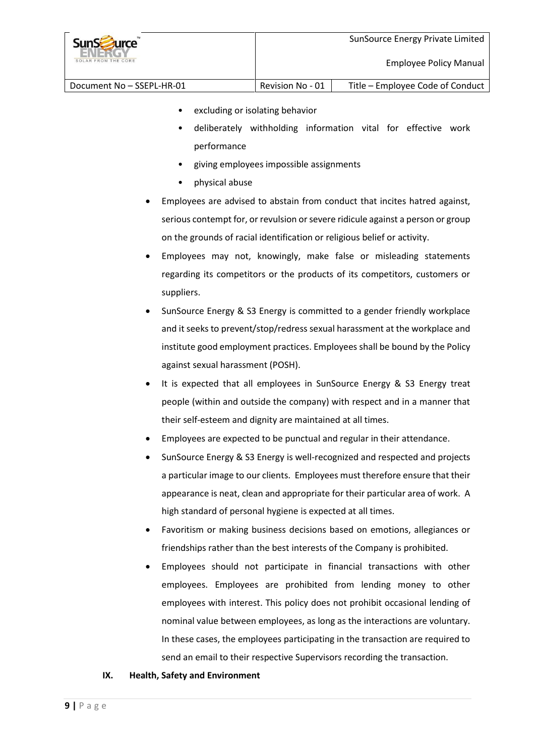- excluding or isolating behavior
  - deliberately withholding information vital for effective work performance
  - giving employees impossible assignments
  - physical abuse

- Employees are advised to abstain from conduct that incites hatred against, serious contempt for, or revulsion or severe ridicule against a person or group on the grounds of racial identification or religious belief or activity.
- Employees may not, knowingly, make false or misleading statements regarding its competitors or the products of its competitors, customers or suppliers.
- SunSource Energy & S3 Energy is committed to a gender friendly workplace and it seeks to prevent/stop/redress sexual harassment at the workplace and institute good employment practices. Employees shall be bound by the Policy against sexual harassment (POSH).
- It is expected that all employees in SunSource Energy & S3 Energy treat people (within and outside the company) with respect and in a manner that their self-esteem and dignity are maintained at all times.
- Employees are expected to be punctual and regular in their attendance.
- SunSource Energy & S3 Energy is well-recognized and respected and projects a particular image to our clients. Employees must therefore ensure that their appearance is neat, clean and appropriate for their particular area of work. A high standard of personal hygiene is expected at all times.
- Favoritism or making business decisions based on emotions, allegiances or friendships rather than the best interests of the Company is prohibited.
- Employees should not participate in financial transactions with other employees. Employees are prohibited from lending money to other employees with interest. This policy does not prohibit occasional lending of nominal value between employees, as long as the interactions are voluntary. In these cases, the employees participating in the transaction are required to send an email to their respective Supervisors recording the transaction.

## IX. Health, Safety and Environment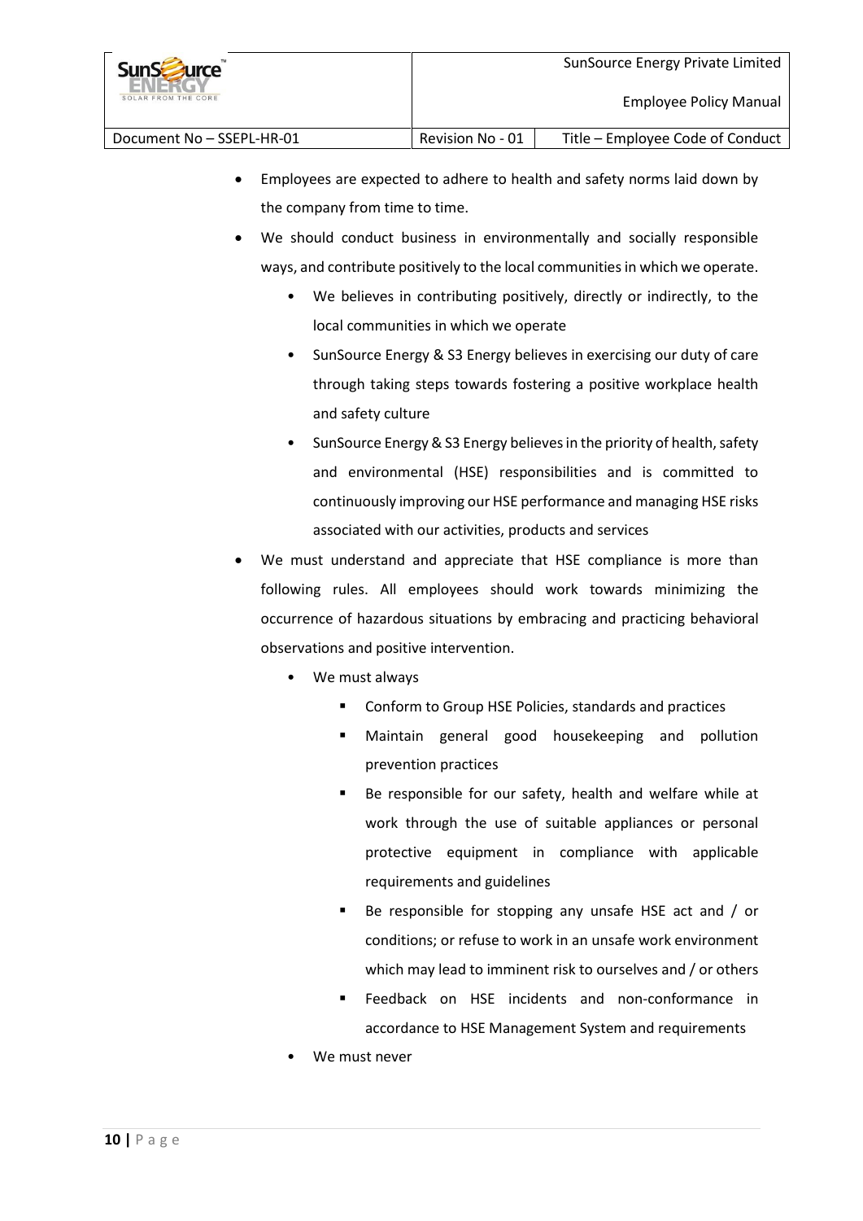- Employees are expected to adhere to health and safety norms laid down by the company from time to time.
- We should conduct business in environmentally and socially responsible ways, and contribute positively to the local communities in which we operate.
  - We believes in contributing positively, directly or indirectly, to the local communities in which we operate
  - SunSource Energy & S3 Energy believes in exercising our duty of care through taking steps towards fostering a positive workplace health and safety culture
  - SunSource Energy & S3 Energy believes in the priority of health, safety and environmental (HSE) responsibilities and is committed to continuously improving our HSE performance and managing HSE risks associated with our activities, products and services
- We must understand and appreciate that HSE compliance is more than following rules. All employees should work towards minimizing the occurrence of hazardous situations by embracing and practicing behavioral observations and positive intervention.
  - We must always
    - Conform to Group HSE Policies, standards and practices
    - Maintain general good housekeeping and pollution prevention practices
    - Be responsible for our safety, health and welfare while at work through the use of suitable appliances or personal protective equipment in compliance with applicable requirements and guidelines
    - Be responsible for stopping any unsafe HSE act and / or conditions; or refuse to work in an unsafe work environment which may lead to imminent risk to ourselves and / or others
    - Feedback on HSE incidents and non-conformance in accordance to HSE Management System and requirements
  - We must never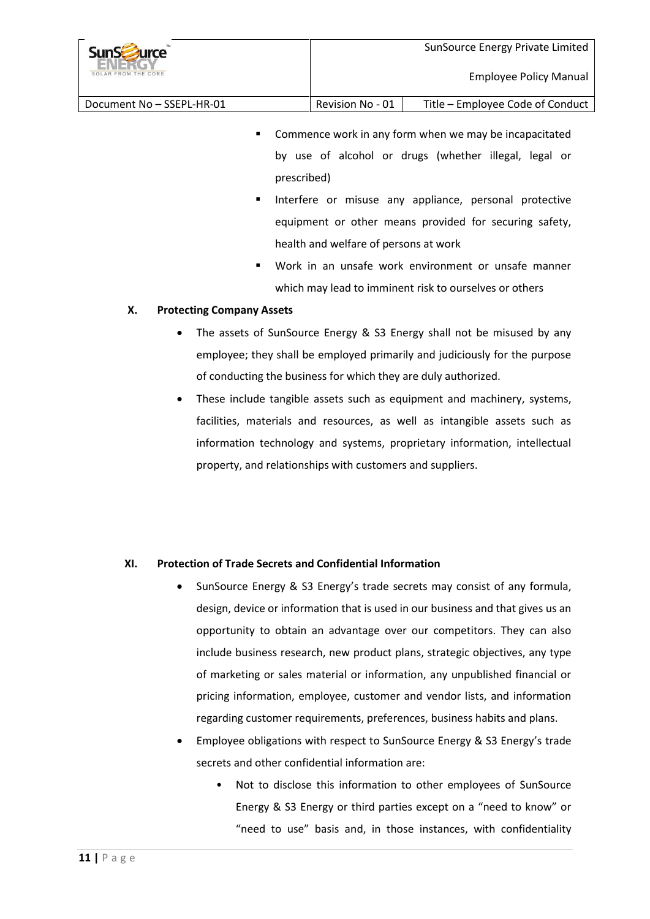- Commence work in any form when we may be incapacitated by use of alcohol or drugs (whether illegal, legal or prescribed)
- Interfere or misuse any appliance, personal protective equipment or other means provided for securing safety, health and welfare of persons at work
- Work in an unsafe work environment or unsafe manner which may lead to imminent risk to ourselves or others

## X. Protecting Company Assets

- The assets of SunSource Energy & S3 Energy shall not be misused by any employee; they shall be employed primarily and judiciously for the purpose of conducting the business for which they are duly authorized.
- These include tangible assets such as equipment and machinery, systems, facilities, materials and resources, as well as intangible assets such as information technology and systems, proprietary information, intellectual property, and relationships with customers and suppliers.

## XI. Protection of Trade Secrets and Confidential Information

- SunSource Energy & S3 Energy's trade secrets may consist of any formula, design, device or information that is used in our business and that gives us an opportunity to obtain an advantage over our competitors. They can also include business research, new product plans, strategic objectives, any type of marketing or sales material or information, any unpublished financial or pricing information, employee, customer and vendor lists, and information regarding customer requirements, preferences, business habits and plans.
- Employee obligations with respect to SunSource Energy & S3 Energy's trade secrets and other confidential information are:
  - Not to disclose this information to other employees of SunSource Energy & S3 Energy or third parties except on a "need to know" or "need to use" basis and, in those instances, with confidentiality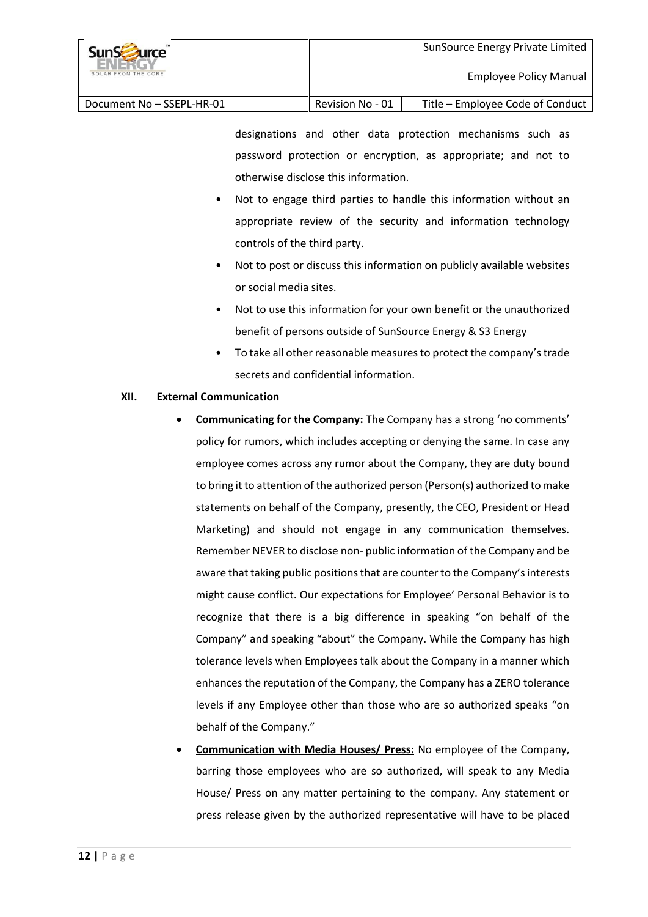designations and other data protection mechanisms such as password protection or encryption, as appropriate; and not to otherwise disclose this information.

- Not to engage third parties to handle this information without an appropriate review of the security and information technology controls of the third party.
- Not to post or discuss this information on publicly available websites or social media sites.
- Not to use this information for your own benefit or the unauthorized benefit of persons outside of SunSource Energy & S3 Energy
- To take all other reasonable measures to protect the company's trade secrets and confidential information.

## XII. External Communication

- **Communicating for the Company:** The Company has a strong 'no comments' policy for rumors, which includes accepting or denying the same. In case any employee comes across any rumor about the Company, they are duty bound to bring it to attention of the authorized person (Person(s) authorized to make statements on behalf of the Company, presently, the CEO, President or Head Marketing) and should not engage in any communication themselves. Remember NEVER to disclose non- public information of the Company and be aware that taking public positions that are counter to the Company's interests might cause conflict. Our expectations for Employee' Personal Behavior is to recognize that there is a big difference in speaking "on behalf of the Company" and speaking "about" the Company. While the Company has high tolerance levels when Employees talk about the Company in a manner which enhances the reputation of the Company, the Company has a ZERO tolerance levels if any Employee other than those who are so authorized speaks "on behalf of the Company."
- **Communication with Media Houses/ Press:** No employee of the Company, barring those employees who are so authorized, will speak to any Media House/ Press on any matter pertaining to the company. Any statement or press release given by the authorized representative will have to be placed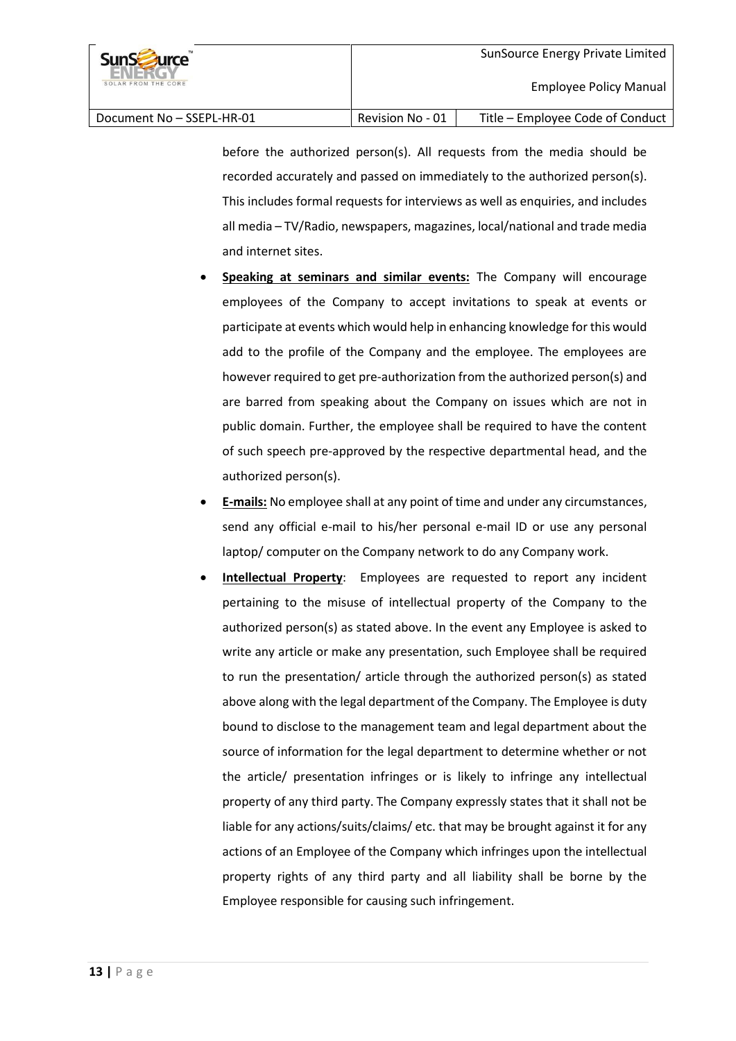before the authorized person(s). All requests from the media should be recorded accurately and passed on immediately to the authorized person(s). This includes formal requests for interviews as well as enquiries, and includes all media – TV/Radio, newspapers, magazines, local/national and trade media and internet sites.

- **Speaking at seminars and similar events:** The Company will encourage employees of the Company to accept invitations to speak at events or participate at events which would help in enhancing knowledge for this would add to the profile of the Company and the employee. The employees are however required to get pre-authorization from the authorized person(s) and are barred from speaking about the Company on issues which are not in public domain. Further, the employee shall be required to have the content of such speech pre-approved by the respective departmental head, and the authorized person(s).
- **E-mails:** No employee shall at any point of time and under any circumstances, send any official e-mail to his/her personal e-mail ID or use any personal laptop/ computer on the Company network to do any Company work.
- **Intellectual Property**: Employees are requested to report any incident pertaining to the misuse of intellectual property of the Company to the authorized person(s) as stated above. In the event any Employee is asked to write any article or make any presentation, such Employee shall be required to run the presentation/ article through the authorized person(s) as stated above along with the legal department of the Company. The Employee is duty bound to disclose to the management team and legal department about the source of information for the legal department to determine whether or not the article/ presentation infringes or is likely to infringe any intellectual property of any third party. The Company expressly states that it shall not be liable for any actions/suits/claims/ etc. that may be brought against it for any actions of an Employee of the Company which infringes upon the intellectual property rights of any third party and all liability shall be borne by the Employee responsible for causing such infringement.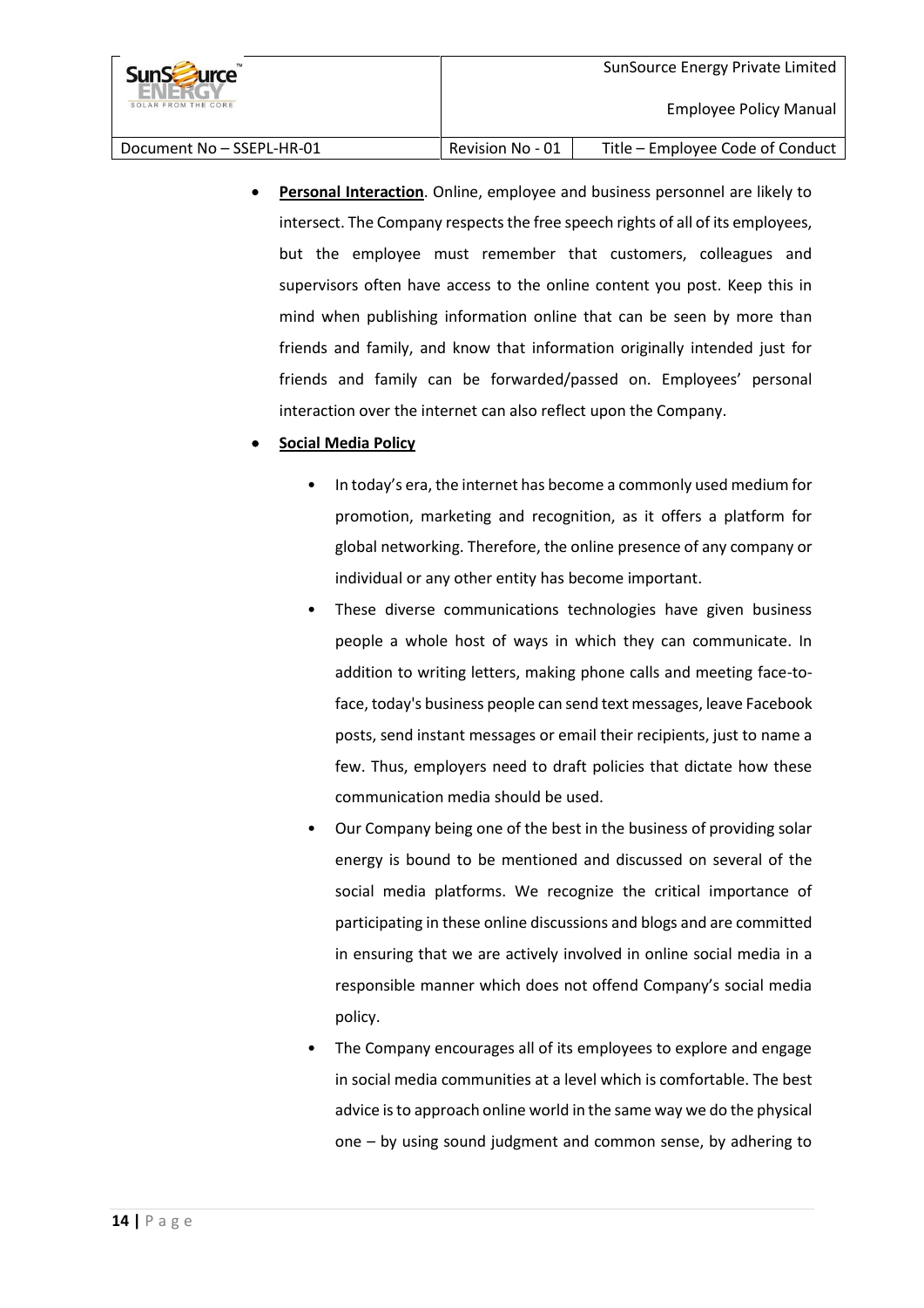- **Personal Interaction**. Online, employee and business personnel are likely to intersect. The Company respects the free speech rights of all of its employees, but the employee must remember that customers, colleagues and supervisors often have access to the online content you post. Keep this in mind when publishing information online that can be seen by more than friends and family, and know that information originally intended just for friends and family can be forwarded/passed on. Employees' personal interaction over the internet can also reflect upon the Company.

- **Social Media Policy**

    - In today's era, the internet has become a commonly used medium for promotion, marketing and recognition, as it offers a platform for global networking. Therefore, the online presence of any company or individual or any other entity has become important.
    - These diverse communications technologies have given business people a whole host of ways in which they can communicate. In addition to writing letters, making phone calls and meeting face-to-face, today's business people can send text messages, leave Facebook posts, send instant messages or email their recipients, just to name a few. Thus, employers need to draft policies that dictate how these communication media should be used.
    - Our Company being one of the best in the business of providing solar energy is bound to be mentioned and discussed on several of the social media platforms. We recognize the critical importance of participating in these online discussions and blogs and are committed in ensuring that we are actively involved in online social media in a responsible manner which does not offend Company's social media policy.
    - The Company encourages all of its employees to explore and engage in social media communities at a level which is comfortable. The best advice is to approach online world in the same way we do the physical one – by using sound judgment and common sense, by adhering to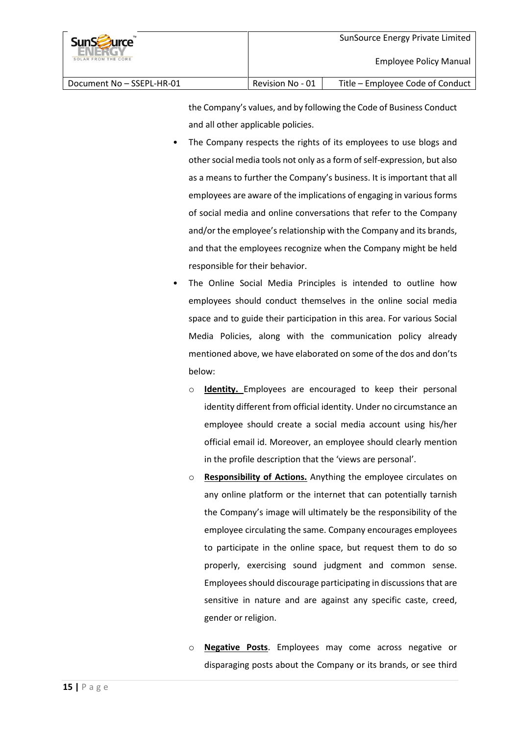the Company's values, and by following the Code of Business Conduct and all other applicable policies.

- The Company respects the rights of its employees to use blogs and other social media tools not only as a form of self-expression, but also as a means to further the Company's business. It is important that all employees are aware of the implications of engaging in various forms of social media and online conversations that refer to the Company and/or the employee's relationship with the Company and its brands, and that the employees recognize when the Company might be held responsible for their behavior.
- The Online Social Media Principles is intended to outline how employees should conduct themselves in the online social media space and to guide their participation in this area. For various Social Media Policies, along with the communication policy already mentioned above, we have elaborated on some of the dos and don'ts below:
  - **Identity.** Employees are encouraged to keep their personal identity different from official identity. Under no circumstance an employee should create a social media account using his/her official email id. Moreover, an employee should clearly mention in the profile description that the 'views are personal'.
  - **Responsibility of Actions.** Anything the employee circulates on any online platform or the internet that can potentially tarnish the Company's image will ultimately be the responsibility of the employee circulating the same. Company encourages employees to participate in the online space, but request them to do so properly, exercising sound judgment and common sense. Employees should discourage participating in discussions that are sensitive in nature and are against any specific caste, creed, gender or religion.
  - **Negative Posts**. Employees may come across negative or disparaging posts about the Company or its brands, or see third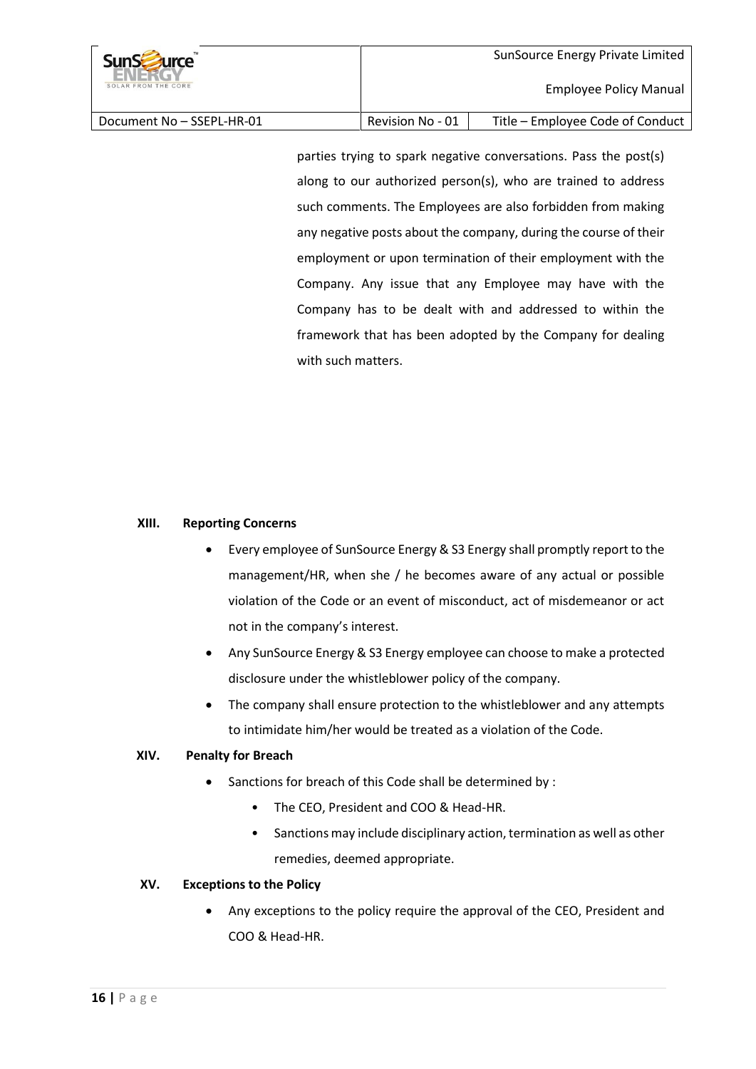parties trying to spark negative conversations. Pass the post(s) along to our authorized person(s), who are trained to address such comments. The Employees are also forbidden from making any negative posts about the company, during the course of their employment or upon termination of their employment with the Company. Any issue that any Employee may have with the Company has to be dealt with and addressed to within the framework that has been adopted by the Company for dealing with such matters.

### XIII. Reporting Concerns

- Every employee of SunSource Energy & S3 Energy shall promptly report to the management/HR, when she / he becomes aware of any actual or possible violation of the Code or an event of misconduct, act of misdemeanor or act not in the company's interest.
- Any SunSource Energy & S3 Energy employee can choose to make a protected disclosure under the whistleblower policy of the company.
- The company shall ensure protection to the whistleblower and any attempts to intimidate him/her would be treated as a violation of the Code.

### XIV. Penalty for Breach

- Sanctions for breach of this Code shall be determined by :
  - The CEO, President and COO & Head-HR.
  - Sanctions may include disciplinary action, termination as well as other remedies, deemed appropriate.

### XV. Exceptions to the Policy

- Any exceptions to the policy require the approval of the CEO, President and COO & Head-HR.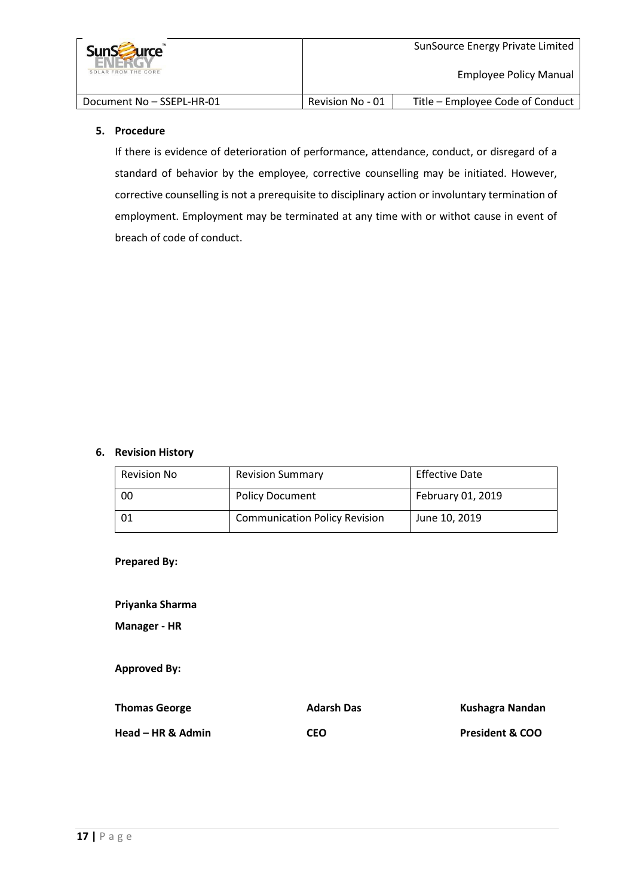### 5. Procedure

If there is evidence of deterioration of performance, attendance, conduct, or disregard of a standard of behavior by the employee, corrective counselling may be initiated. However, corrective counselling is not a prerequisite to disciplinary action or involuntary termination of employment. Employment may be terminated at any time with or withot cause in event of breach of code of conduct.

### 6. Revision History

| Revision No | Revision Summary | Effective Date |
|---|---|---|
| 00 | Policy Document | February 01, 2019 |
| 01 | Communication Policy Revision | June 10, 2019 |

**Prepared By:**

**Priyanka Sharma**

**Manager - HR**

**Approved By:**

| | | |
|---|---|---|
| **Thomas George** | **Adarsh Das** | **Kushagra Nandan** |
| **Head – HR & Admin** | **CEO** | **President & COO** |